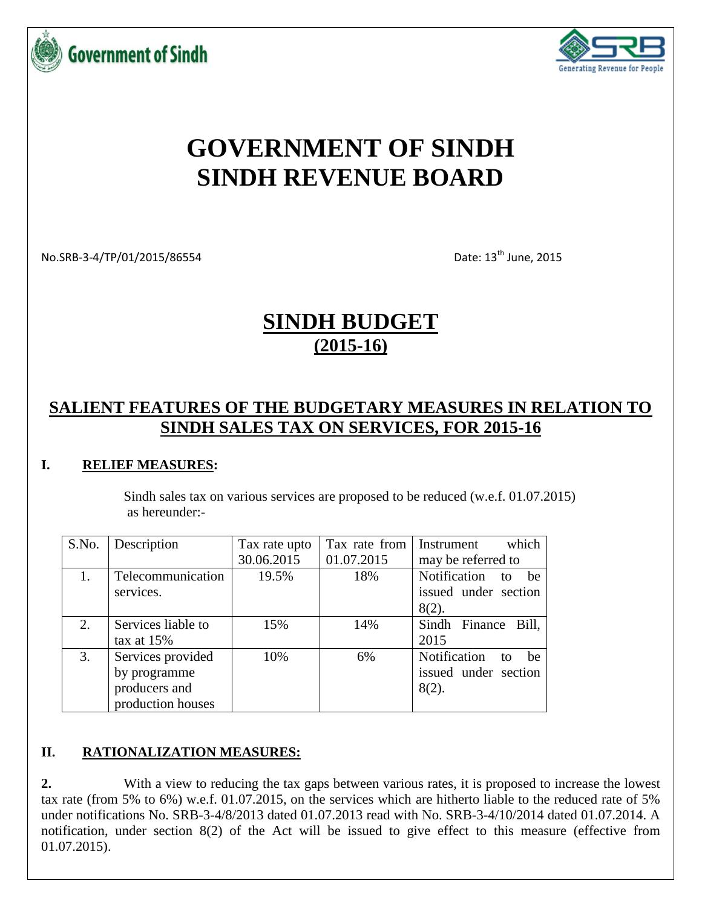Government of Sindh

SRB Generating Revenue for People

# GOVERNMENT OF SINDH
# SINDH REVENUE BOARD

No.SRB-3-4/TP/01/2015/86554 Date: 13th June, 2015

## SINDH BUDGET
## (2015-16)

## SALIENT FEATURES OF THE BUDGETARY MEASURES IN RELATION TO SINDH SALES TAX ON SERVICES, FOR 2015-16

### I. RELIEF MEASURES:

Sindh sales tax on various services are proposed to be reduced (w.e.f. 01.07.2015) as hereunder:-

| S.No. | Description | Tax rate upto 30.06.2015 | Tax rate from 01.07.2015 | Instrument which may be referred to |
|---|---|---|---|---|
| 1. | Telecommunication services. | 19.5% | 18% | Notification to be issued under section 8(2). |
| 2. | Services liable to tax at 15% | 15% | 14% | Sindh Finance Bill, 2015 |
| 3. | Services provided by programme producers and production houses | 10% | 6% | Notification to be issued under section 8(2). |

### II. RATIONALIZATION MEASURES:

**2.** With a view to reducing the tax gaps between various rates, it is proposed to increase the lowest tax rate (from 5% to 6%) w.e.f. 01.07.2015, on the services which are hitherto liable to the reduced rate of 5% under notifications No. SRB-3-4/8/2013 dated 01.07.2013 read with No. SRB-3-4/10/2014 dated 01.07.2014. A notification, under section 8(2) of the Act will be issued to give effect to this measure (effective from 01.07.2015).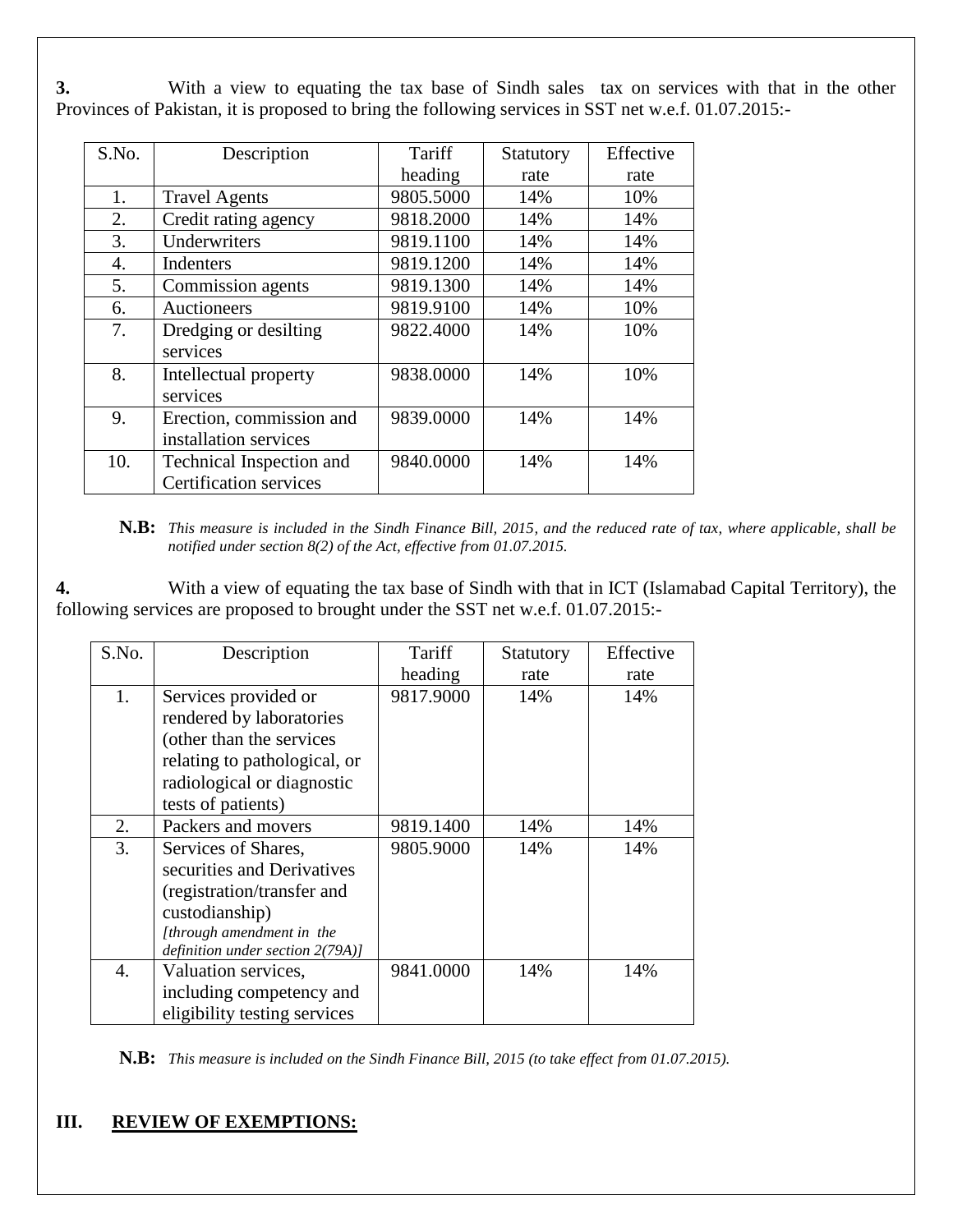**3.** With a view to equating the tax base of Sindh sales tax on services with that in the other Provinces of Pakistan, it is proposed to bring the following services in SST net w.e.f. 01.07.2015:-

| S.No. | Description | Tariff heading | Statutory rate | Effective rate |
|---|---|---|---|---|
| 1. | Travel Agents | 9805.5000 | 14% | 10% |
| 2. | Credit rating agency | 9818.2000 | 14% | 14% |
| 3. | Underwriters | 9819.1100 | 14% | 14% |
| 4. | Indenters | 9819.1200 | 14% | 14% |
| 5. | Commission agents | 9819.1300 | 14% | 14% |
| 6. | Auctioneers | 9819.9100 | 14% | 10% |
| 7. | Dredging or desilting services | 9822.4000 | 14% | 10% |
| 8. | Intellectual property services | 9838.0000 | 14% | 10% |
| 9. | Erection, commission and installation services | 9839.0000 | 14% | 14% |
| 10. | Technical Inspection and Certification services | 9840.0000 | 14% | 14% |

**N.B:** *This measure is included in the Sindh Finance Bill, 2015, and the reduced rate of tax, where applicable, shall be notified under section 8(2) of the Act, effective from 01.07.2015.*

**4.** With a view of equating the tax base of Sindh with that in ICT (Islamabad Capital Territory), the following services are proposed to brought under the SST net w.e.f. 01.07.2015:-

| S.No. | Description | Tariff heading | Statutory rate | Effective rate |
|---|---|---|---|---|
| 1. | Services provided or rendered by laboratories (other than the services relating to pathological, or radiological or diagnostic tests of patients) | 9817.9000 | 14% | 14% |
| 2. | Packers and movers | 9819.1400 | 14% | 14% |
| 3. | Services of Shares, securities and Derivatives (registration/transfer and custodianship) *[through amendment in the definition under section 2(79A)]* | 9805.9000 | 14% | 14% |
| 4. | Valuation services, including competency and eligibility testing services | 9841.0000 | 14% | 14% |

**N.B:** *This measure is included on the Sindh Finance Bill, 2015 (to take effect from 01.07.2015).*

## III. REVIEW OF EXEMPTIONS: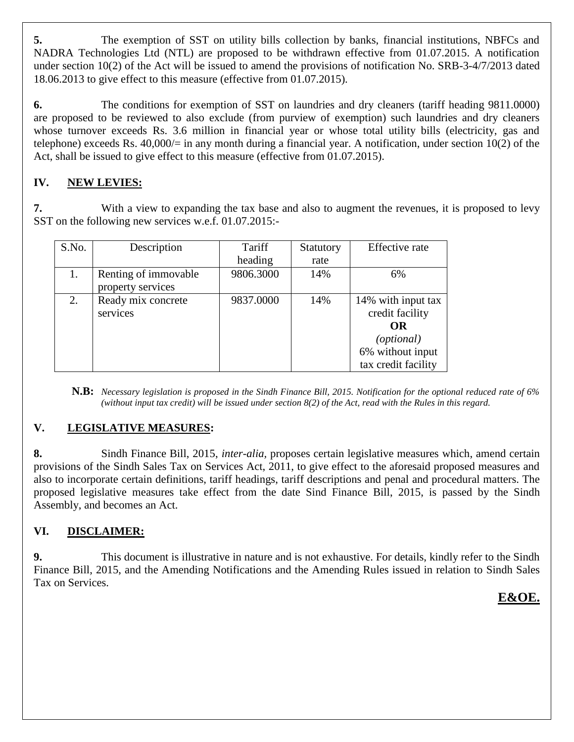**5.** The exemption of SST on utility bills collection by banks, financial institutions, NBFCs and NADRA Technologies Ltd (NTL) are proposed to be withdrawn effective from 01.07.2015. A notification under section 10(2) of the Act will be issued to amend the provisions of notification No. SRB-3-4/7/2013 dated 18.06.2013 to give effect to this measure (effective from 01.07.2015).

**6.** The conditions for exemption of SST on laundries and dry cleaners (tariff heading 9811.0000) are proposed to be reviewed to also exclude (from purview of exemption) such laundries and dry cleaners whose turnover exceeds Rs. 3.6 million in financial year or whose total utility bills (electricity, gas and telephone) exceeds Rs. 40,000/= in any month during a financial year. A notification, under section 10(2) of the Act, shall be issued to give effect to this measure (effective from 01.07.2015).

## IV. NEW LEVIES:

**7.** With a view to expanding the tax base and also to augment the revenues, it is proposed to levy SST on the following new services w.e.f. 01.07.2015:-

| S.No. | Description | Tariff heading | Statutory rate | Effective rate |
|---|---|---|---|---|
| 1. | Renting of immovable property services | 9806.3000 | 14% | 6% |
| 2. | Ready mix concrete services | 9837.0000 | 14% | 14% with input tax credit facility **OR** *(optional)* 6% without input tax credit facility |

**N.B:** *Necessary legislation is proposed in the Sindh Finance Bill, 2015. Notification for the optional reduced rate of 6% (without input tax credit) will be issued under section 8(2) of the Act, read with the Rules in this regard.*

## V. LEGISLATIVE MEASURES:

**8.** Sindh Finance Bill, 2015, *inter-alia*, proposes certain legislative measures which, amend certain provisions of the Sindh Sales Tax on Services Act, 2011, to give effect to the aforesaid proposed measures and also to incorporate certain definitions, tariff headings, tariff descriptions and penal and procedural matters. The proposed legislative measures take effect from the date Sind Finance Bill, 2015, is passed by the Sindh Assembly, and becomes an Act.

## VI. DISCLAIMER:

**9.** This document is illustrative in nature and is not exhaustive. For details, kindly refer to the Sindh Finance Bill, 2015, and the Amending Notifications and the Amending Rules issued in relation to Sindh Sales Tax on Services.

**E&OE.**